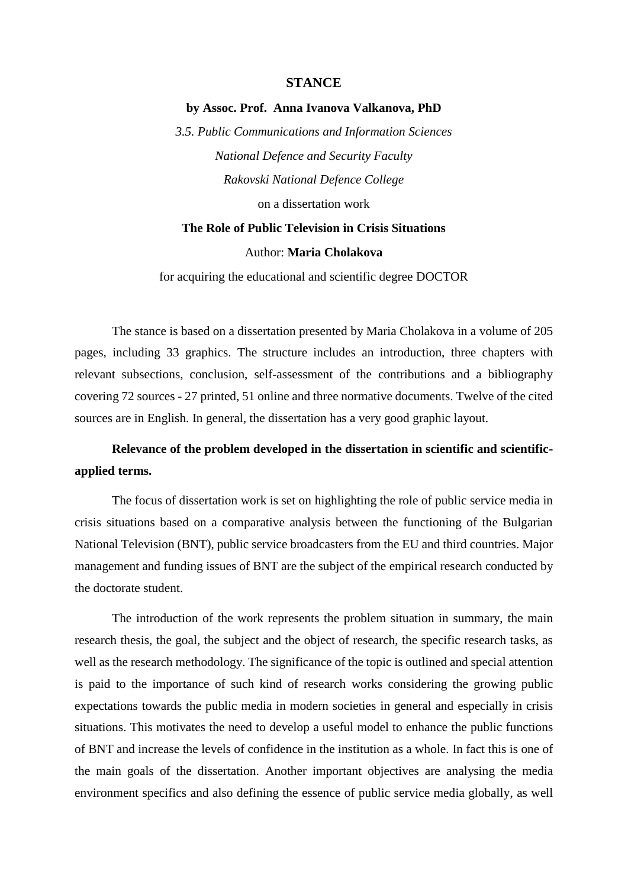**STANCE**

**by Assoc. Prof. Anna Ivanova Valkanova, PhD**

*3.5. Public Communications and Information Sciences*

*National Defence and Security Faculty*

*Rakovski National Defence College*

on a dissertation work

**The Role of Public Television in Crisis Situations**

Author: **Maria Cholakova**

for acquiring the educational and scientific degree DOCTOR

The stance is based on a dissertation presented by Maria Cholakova in a volume of 205 pages, including 33 graphics. The structure includes an introduction, three chapters with relevant subsections, conclusion, self-assessment of the contributions and a bibliography covering 72 sources - 27 printed, 51 online and three normative documents. Twelve of the cited sources are in English. In general, the dissertation has a very good graphic layout.

**Relevance of the problem developed in the dissertation in scientific and scientific-applied terms.**

The focus of dissertation work is set on highlighting the role of public service media in crisis situations based on a comparative analysis between the functioning of the Bulgarian National Television (BNT), public service broadcasters from the EU and third countries. Major management and funding issues of BNT are the subject of the empirical research conducted by the doctorate student.

The introduction of the work represents the problem situation in summary, the main research thesis, the goal, the subject and the object of research, the specific research tasks, as well as the research methodology. The significance of the topic is outlined and special attention is paid to the importance of such kind of research works considering the growing public expectations towards the public media in modern societies in general and especially in crisis situations. This motivates the need to develop a useful model to enhance the public functions of BNT and increase the levels of confidence in the institution as a whole. In fact this is one of the main goals of the dissertation. Another important objectives are analysing the media environment specifics and also defining the essence of public service media globally, as well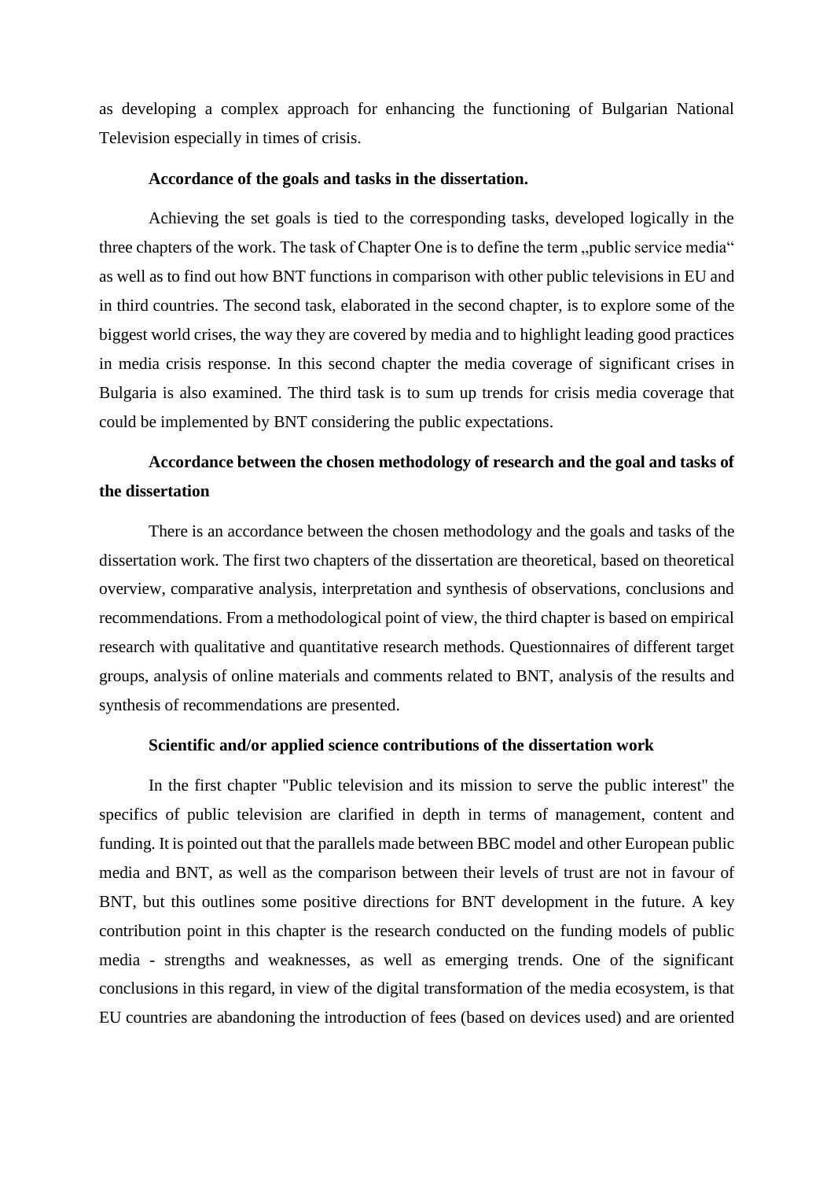as developing a complex approach for enhancing the functioning of Bulgarian National Television especially in times of crisis.

**Accordance of the goals and tasks in the dissertation.**

Achieving the set goals is tied to the corresponding tasks, developed logically in the three chapters of the work. The task of Chapter One is to define the term „public service media“ as well as to find out how BNT functions in comparison with other public televisions in EU and in third countries. The second task, elaborated in the second chapter, is to explore some of the biggest world crises, the way they are covered by media and to highlight leading good practices in media crisis response. In this second chapter the media coverage of significant crises in Bulgaria is also examined. The third task is to sum up trends for crisis media coverage that could be implemented by BNT considering the public expectations.

**Accordance between the chosen methodology of research and the goal and tasks of the dissertation**

There is an accordance between the chosen methodology and the goals and tasks of the dissertation work. The first two chapters of the dissertation are theoretical, based on theoretical overview, comparative analysis, interpretation and synthesis of observations, conclusions and recommendations. From a methodological point of view, the third chapter is based on empirical research with qualitative and quantitative research methods. Questionnaires of different target groups, analysis of online materials and comments related to BNT, analysis of the results and synthesis of recommendations are presented.

**Scientific and/or applied science contributions of the dissertation work**

In the first chapter "Public television and its mission to serve the public interest" the specifics of public television are clarified in depth in terms of management, content and funding. It is pointed out that the parallels made between BBC model and other European public media and BNT, as well as the comparison between their levels of trust are not in favour of BNT, but this outlines some positive directions for BNT development in the future. A key contribution point in this chapter is the research conducted on the funding models of public media - strengths and weaknesses, as well as emerging trends. One of the significant conclusions in this regard, in view of the digital transformation of the media ecosystem, is that EU countries are abandoning the introduction of fees (based on devices used) and are oriented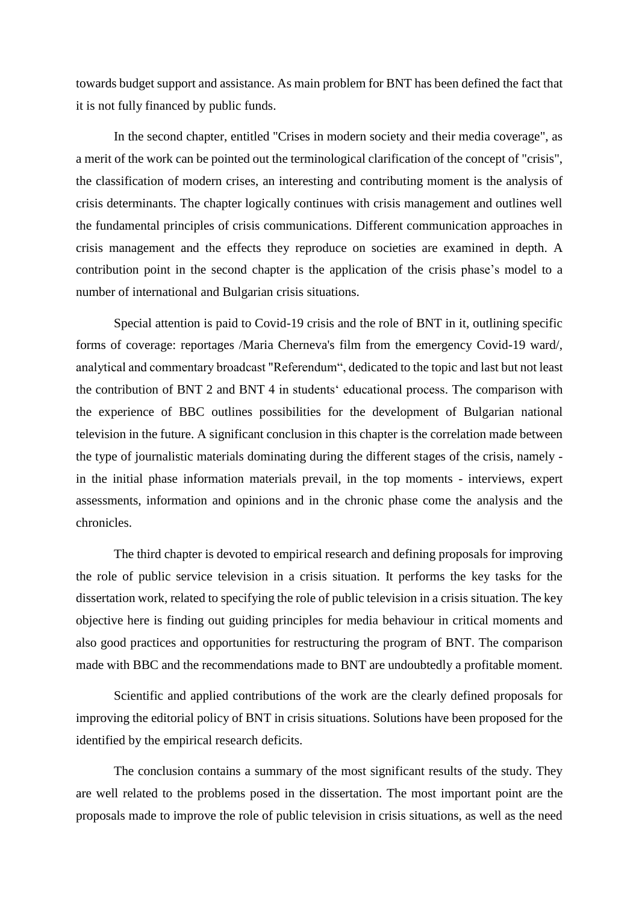towards budget support and assistance. As main problem for BNT has been defined the fact that it is not fully financed by public funds.

In the second chapter, entitled "Crises in modern society and their media coverage", as a merit of the work can be pointed out the terminological clarification of the concept of "crisis", the classification of modern crises, an interesting and contributing moment is the analysis of crisis determinants. The chapter logically continues with crisis management and outlines well the fundamental principles of crisis communications. Different communication approaches in crisis management and the effects they reproduce on societies are examined in depth. A contribution point in the second chapter is the application of the crisis phase's model to a number of international and Bulgarian crisis situations.

Special attention is paid to Covid-19 crisis and the role of BNT in it, outlining specific forms of coverage: reportages /Maria Cherneva's film from the emergency Covid-19 ward/, analytical and commentary broadcast "Referendum", dedicated to the topic and last but not least the contribution of BNT 2 and BNT 4 in students' educational process. The comparison with the experience of BBC outlines possibilities for the development of Bulgarian national television in the future. A significant conclusion in this chapter is the correlation made between the type of journalistic materials dominating during the different stages of the crisis, namely - in the initial phase information materials prevail, in the top moments - interviews, expert assessments, information and opinions and in the chronic phase come the analysis and the chronicles.

The third chapter is devoted to empirical research and defining proposals for improving the role of public service television in a crisis situation. It performs the key tasks for the dissertation work, related to specifying the role of public television in a crisis situation. The key objective here is finding out guiding principles for media behaviour in critical moments and also good practices and opportunities for restructuring the program of BNT. The comparison made with BBC and the recommendations made to BNT are undoubtedly a profitable moment.

Scientific and applied contributions of the work are the clearly defined proposals for improving the editorial policy of BNT in crisis situations. Solutions have been proposed for the identified by the empirical research deficits.

The conclusion contains a summary of the most significant results of the study. They are well related to the problems posed in the dissertation. The most important point are the proposals made to improve the role of public television in crisis situations, as well as the need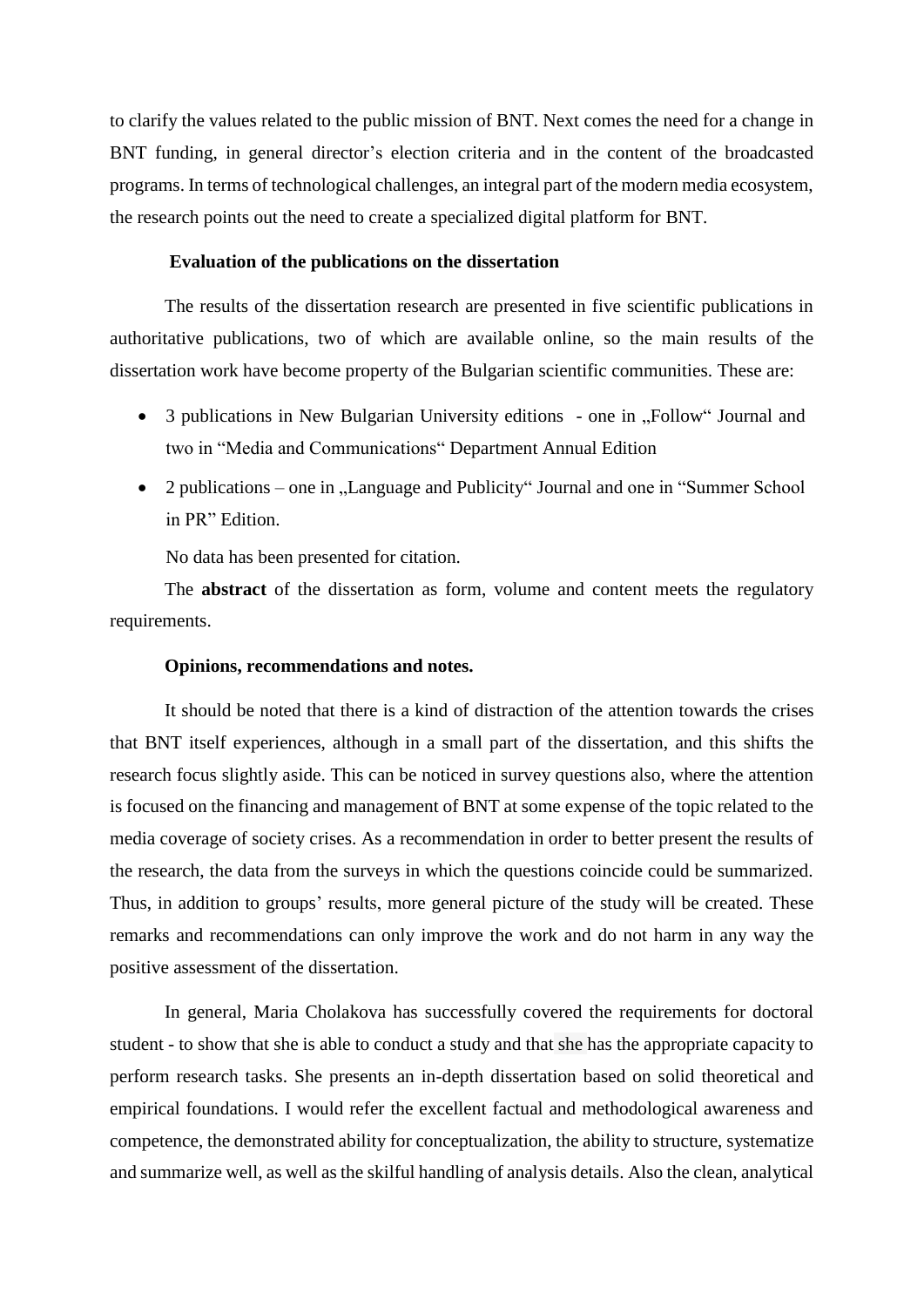to clarify the values related to the public mission of BNT. Next comes the need for a change in BNT funding, in general director's election criteria and in the content of the broadcasted programs. In terms of technological challenges, an integral part of the modern media ecosystem, the research points out the need to create a specialized digital platform for BNT.

**Evaluation of the publications on the dissertation**

The results of the dissertation research are presented in five scientific publications in authoritative publications, two of which are available online, so the main results of the dissertation work have become property of the Bulgarian scientific communities. These are:

- 3 publications in New Bulgarian University editions - one in „Follow" Journal and two in "Media and Communications" Department Annual Edition
- 2 publications – one in „Language and Publicity" Journal and one in "Summer School in PR" Edition.

No data has been presented for citation.

The **abstract** of the dissertation as form, volume and content meets the regulatory requirements.

**Opinions, recommendations and notes.**

It should be noted that there is a kind of distraction of the attention towards the crises that BNT itself experiences, although in a small part of the dissertation, and this shifts the research focus slightly aside. This can be noticed in survey questions also, where the attention is focused on the financing and management of BNT at some expense of the topic related to the media coverage of society crises. As a recommendation in order to better present the results of the research, the data from the surveys in which the questions coincide could be summarized. Thus, in addition to groups' results, more general picture of the study will be created. These remarks and recommendations can only improve the work and do not harm in any way the positive assessment of the dissertation.

In general, Maria Cholakova has successfully covered the requirements for doctoral student - to show that she is able to conduct a study and that she has the appropriate capacity to perform research tasks. She presents an in-depth dissertation based on solid theoretical and empirical foundations. I would refer the excellent factual and methodological awareness and competence, the demonstrated ability for conceptualization, the ability to structure, systematize and summarize well, as well as the skilful handling of analysis details. Also the clean, analytical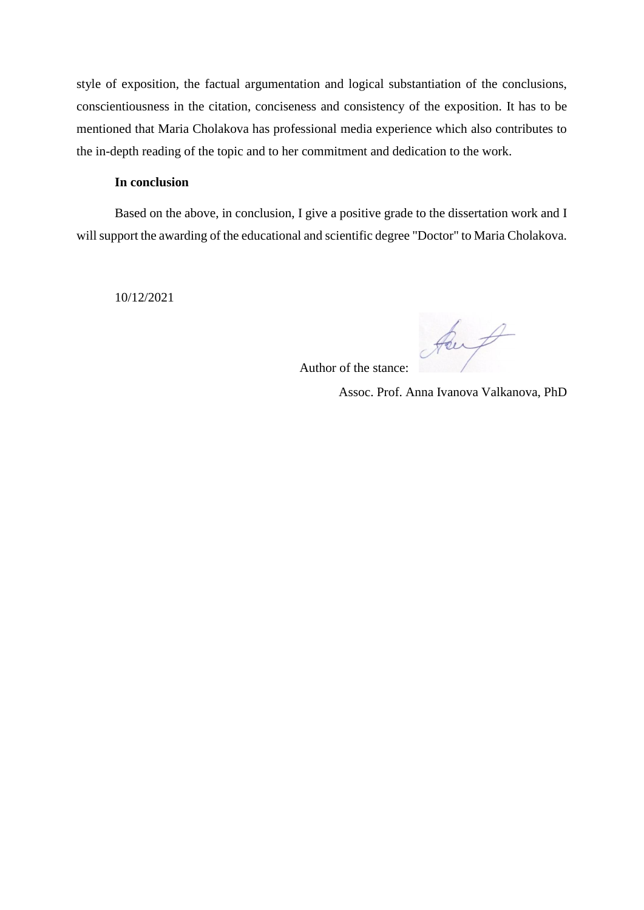style of exposition, the factual argumentation and logical substantiation of the conclusions, conscientiousness in the citation, conciseness and consistency of the exposition. It has to be mentioned that Maria Cholakova has professional media experience which also contributes to the in-depth reading of the topic and to her commitment and dedication to the work.

**In conclusion**

Based on the above, in conclusion, I give a positive grade to the dissertation work and I will support the awarding of the educational and scientific degree "Doctor" to Maria Cholakova.

10/12/2021

Author of the stance:

Assoc. Prof. Anna Ivanova Valkanova, PhD